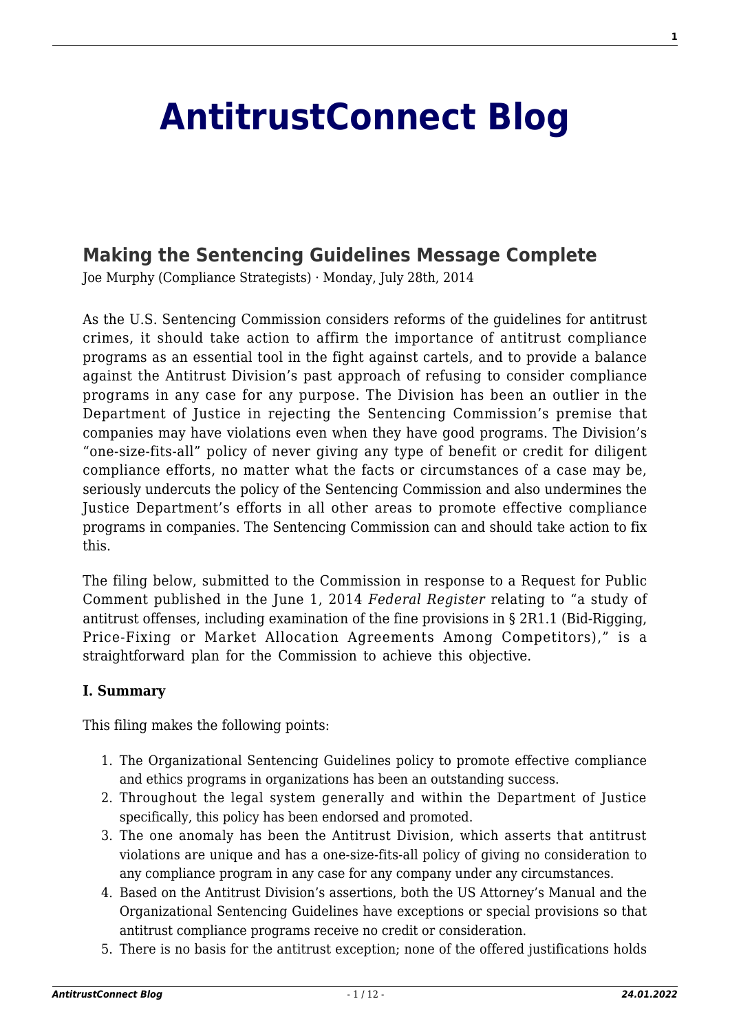# AntitrustConnect Blog

## Making the Sentencing Guidelines Message Complete

Joe Murphy (Compliance Strategists) · Monday, July 28th, 2014

As the U.S. Sentencing Commission considers reforms of the guidelines for antitrust crimes, it should take action to affirm the importance of antitrust compliance programs as an essential tool in the fight against cartels, and to provide a balance against the Antitrust Division's past approach of refusing to consider compliance programs in any case for any purpose. The Division has been an outlier in the Department of Justice in rejecting the Sentencing Commission's premise that companies may have violations even when they have good programs. The Division's "one-size-fits-all" policy of never giving any type of benefit or credit for diligent compliance efforts, no matter what the facts or circumstances of a case may be, seriously undercuts the policy of the Sentencing Commission and also undermines the Justice Department's efforts in all other areas to promote effective compliance programs in companies. The Sentencing Commission can and should take action to fix this.

The filing below, submitted to the Commission in response to a Request for Public Comment published in the June 1, 2014 *Federal Register* relating to "a study of antitrust offenses, including examination of the fine provisions in § 2R1.1 (Bid-Rigging, Price-Fixing or Market Allocation Agreements Among Competitors)," is a straightforward plan for the Commission to achieve this objective.

**I. Summary**

This filing makes the following points:

1. The Organizational Sentencing Guidelines policy to promote effective compliance and ethics programs in organizations has been an outstanding success.
2. Throughout the legal system generally and within the Department of Justice specifically, this policy has been endorsed and promoted.
3. The one anomaly has been the Antitrust Division, which asserts that antitrust violations are unique and has a one-size-fits-all policy of giving no consideration to any compliance program in any case for any company under any circumstances.
4. Based on the Antitrust Division's assertions, both the US Attorney's Manual and the Organizational Sentencing Guidelines have exceptions or special provisions so that antitrust compliance programs receive no credit or consideration.
5. There is no basis for the antitrust exception; none of the offered justifications holds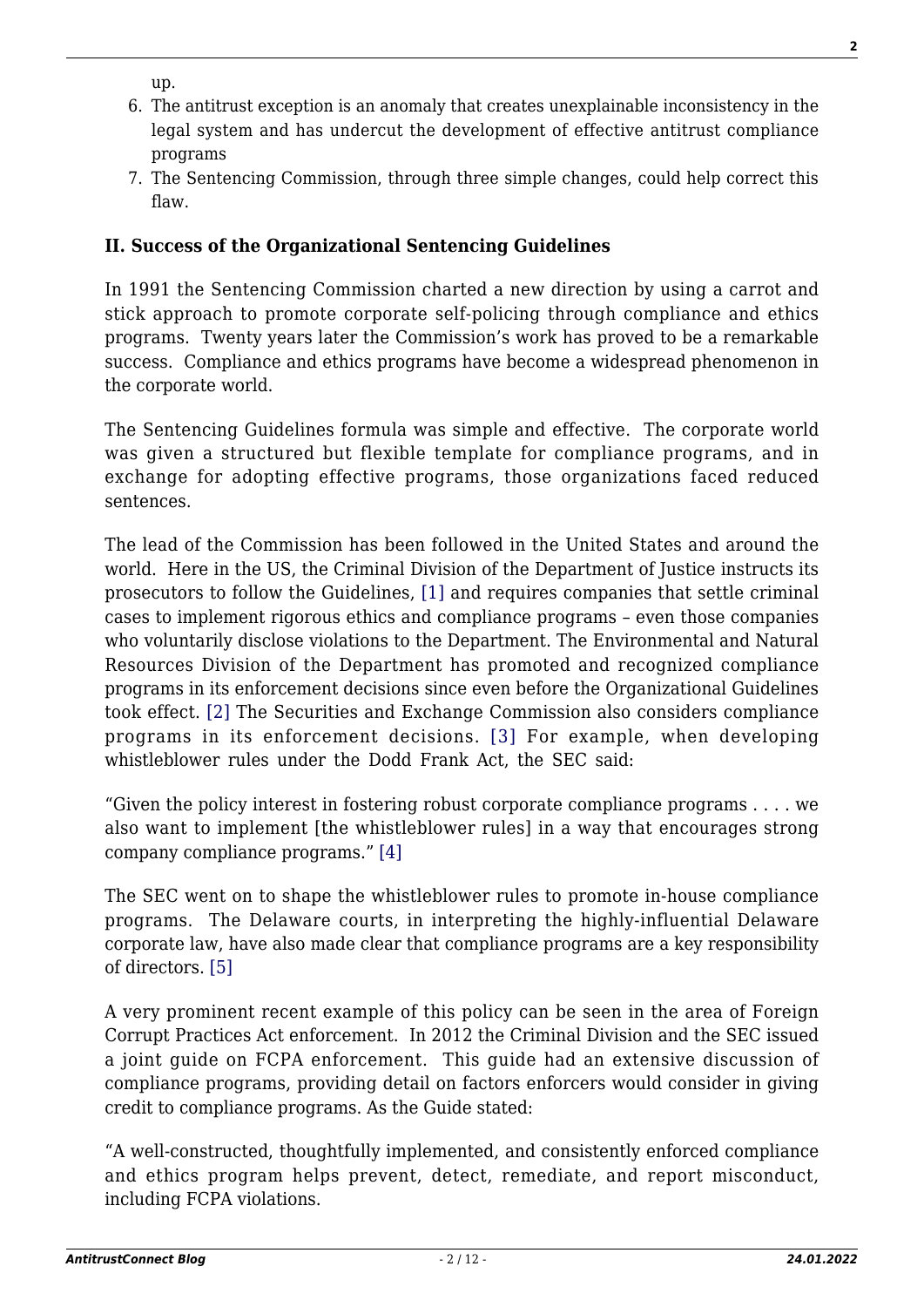up.

6. The antitrust exception is an anomaly that creates unexplainable inconsistency in the legal system and has undercut the development of effective antitrust compliance programs
7. The Sentencing Commission, through three simple changes, could help correct this flaw.

### II. Success of the Organizational Sentencing Guidelines

In 1991 the Sentencing Commission charted a new direction by using a carrot and stick approach to promote corporate self-policing through compliance and ethics programs. Twenty years later the Commission's work has proved to be a remarkable success. Compliance and ethics programs have become a widespread phenomenon in the corporate world.

The Sentencing Guidelines formula was simple and effective. The corporate world was given a structured but flexible template for compliance programs, and in exchange for adopting effective programs, those organizations faced reduced sentences.

The lead of the Commission has been followed in the United States and around the world. Here in the US, the Criminal Division of the Department of Justice instructs its prosecutors to follow the Guidelines, [1] and requires companies that settle criminal cases to implement rigorous ethics and compliance programs – even those companies who voluntarily disclose violations to the Department. The Environmental and Natural Resources Division of the Department has promoted and recognized compliance programs in its enforcement decisions since even before the Organizational Guidelines took effect. [2] The Securities and Exchange Commission also considers compliance programs in its enforcement decisions. [3] For example, when developing whistleblower rules under the Dodd Frank Act, the SEC said:

"Given the policy interest in fostering robust corporate compliance programs . . . . we also want to implement [the whistleblower rules] in a way that encourages strong company compliance programs." [4]

The SEC went on to shape the whistleblower rules to promote in-house compliance programs. The Delaware courts, in interpreting the highly-influential Delaware corporate law, have also made clear that compliance programs are a key responsibility of directors. [5]

A very prominent recent example of this policy can be seen in the area of Foreign Corrupt Practices Act enforcement. In 2012 the Criminal Division and the SEC issued a joint guide on FCPA enforcement. This guide had an extensive discussion of compliance programs, providing detail on factors enforcers would consider in giving credit to compliance programs. As the Guide stated:

"A well-constructed, thoughtfully implemented, and consistently enforced compliance and ethics program helps prevent, detect, remediate, and report misconduct, including FCPA violations.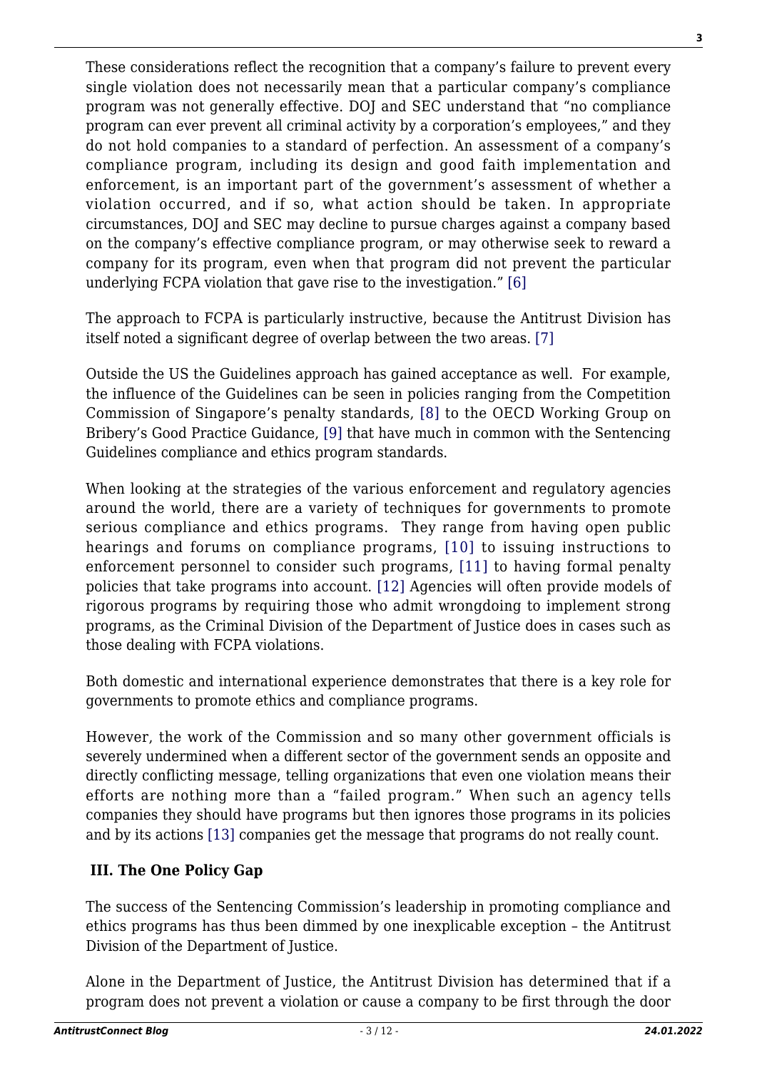These considerations reflect the recognition that a company's failure to prevent every single violation does not necessarily mean that a particular company's compliance program was not generally effective. DOJ and SEC understand that "no compliance program can ever prevent all criminal activity by a corporation's employees," and they do not hold companies to a standard of perfection. An assessment of a company's compliance program, including its design and good faith implementation and enforcement, is an important part of the government's assessment of whether a violation occurred, and if so, what action should be taken. In appropriate circumstances, DOJ and SEC may decline to pursue charges against a company based on the company's effective compliance program, or may otherwise seek to reward a company for its program, even when that program did not prevent the particular underlying FCPA violation that gave rise to the investigation." [6]

The approach to FCPA is particularly instructive, because the Antitrust Division has itself noted a significant degree of overlap between the two areas. [7]

Outside the US the Guidelines approach has gained acceptance as well. For example, the influence of the Guidelines can be seen in policies ranging from the Competition Commission of Singapore's penalty standards, [8] to the OECD Working Group on Bribery's Good Practice Guidance, [9] that have much in common with the Sentencing Guidelines compliance and ethics program standards.

When looking at the strategies of the various enforcement and regulatory agencies around the world, there are a variety of techniques for governments to promote serious compliance and ethics programs. They range from having open public hearings and forums on compliance programs, [10] to issuing instructions to enforcement personnel to consider such programs, [11] to having formal penalty policies that take programs into account. [12] Agencies will often provide models of rigorous programs by requiring those who admit wrongdoing to implement strong programs, as the Criminal Division of the Department of Justice does in cases such as those dealing with FCPA violations.

Both domestic and international experience demonstrates that there is a key role for governments to promote ethics and compliance programs.

However, the work of the Commission and so many other government officials is severely undermined when a different sector of the government sends an opposite and directly conflicting message, telling organizations that even one violation means their efforts are nothing more than a "failed program." When such an agency tells companies they should have programs but then ignores those programs in its policies and by its actions [13] companies get the message that programs do not really count.

## III. The One Policy Gap

The success of the Sentencing Commission's leadership in promoting compliance and ethics programs has thus been dimmed by one inexplicable exception – the Antitrust Division of the Department of Justice.

Alone in the Department of Justice, the Antitrust Division has determined that if a program does not prevent a violation or cause a company to be first through the door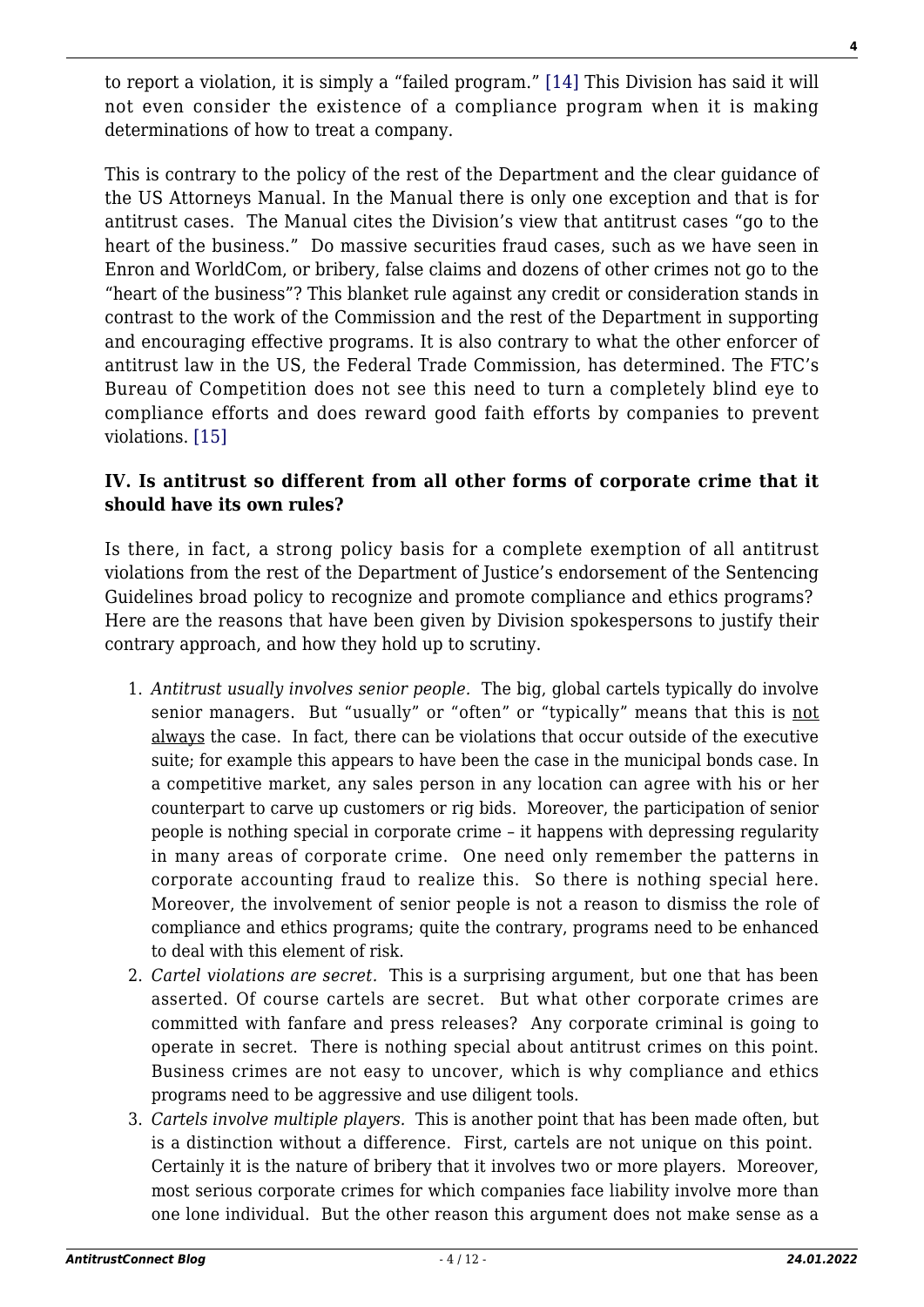to report a violation, it is simply a "failed program." [14] This Division has said it will not even consider the existence of a compliance program when it is making determinations of how to treat a company.

This is contrary to the policy of the rest of the Department and the clear guidance of the US Attorneys Manual. In the Manual there is only one exception and that is for antitrust cases. The Manual cites the Division's view that antitrust cases "go to the heart of the business." Do massive securities fraud cases, such as we have seen in Enron and WorldCom, or bribery, false claims and dozens of other crimes not go to the "heart of the business"? This blanket rule against any credit or consideration stands in contrast to the work of the Commission and the rest of the Department in supporting and encouraging effective programs. It is also contrary to what the other enforcer of antitrust law in the US, the Federal Trade Commission, has determined. The FTC's Bureau of Competition does not see this need to turn a completely blind eye to compliance efforts and does reward good faith efforts by companies to prevent violations. [15]

### IV. Is antitrust so different from all other forms of corporate crime that it should have its own rules?

Is there, in fact, a strong policy basis for a complete exemption of all antitrust violations from the rest of the Department of Justice's endorsement of the Sentencing Guidelines broad policy to recognize and promote compliance and ethics programs? Here are the reasons that have been given by Division spokespersons to justify their contrary approach, and how they hold up to scrutiny.

1. *Antitrust usually involves senior people.* The big, global cartels typically do involve senior managers. But "usually" or "often" or "typically" means that this is not always the case. In fact, there can be violations that occur outside of the executive suite; for example this appears to have been the case in the municipal bonds case. In a competitive market, any sales person in any location can agree with his or her counterpart to carve up customers or rig bids. Moreover, the participation of senior people is nothing special in corporate crime – it happens with depressing regularity in many areas of corporate crime. One need only remember the patterns in corporate accounting fraud to realize this. So there is nothing special here. Moreover, the involvement of senior people is not a reason to dismiss the role of compliance and ethics programs; quite the contrary, programs need to be enhanced to deal with this element of risk.
2. *Cartel violations are secret.* This is a surprising argument, but one that has been asserted. Of course cartels are secret. But what other corporate crimes are committed with fanfare and press releases? Any corporate criminal is going to operate in secret. There is nothing special about antitrust crimes on this point. Business crimes are not easy to uncover, which is why compliance and ethics programs need to be aggressive and use diligent tools.
3. *Cartels involve multiple players.* This is another point that has been made often, but is a distinction without a difference. First, cartels are not unique on this point. Certainly it is the nature of bribery that it involves two or more players. Moreover, most serious corporate crimes for which companies face liability involve more than one lone individual. But the other reason this argument does not make sense as a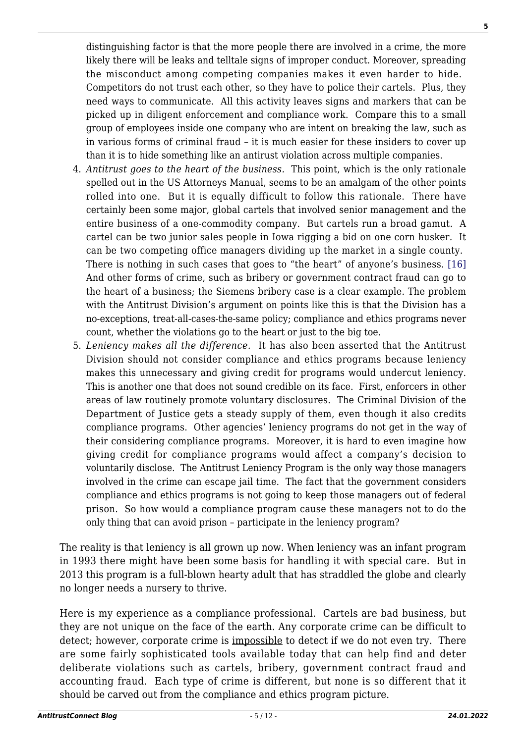distinguishing factor is that the more people there are involved in a crime, the more likely there will be leaks and telltale signs of improper conduct. Moreover, spreading the misconduct among competing companies makes it even harder to hide. Competitors do not trust each other, so they have to police their cartels. Plus, they need ways to communicate. All this activity leaves signs and markers that can be picked up in diligent enforcement and compliance work. Compare this to a small group of employees inside one company who are intent on breaking the law, such as in various forms of criminal fraud – it is much easier for these insiders to cover up than it is to hide something like an antirust violation across multiple companies.

4. *Antitrust goes to the heart of the business.* This point, which is the only rationale spelled out in the US Attorneys Manual, seems to be an amalgam of the other points rolled into one. But it is equally difficult to follow this rationale. There have certainly been some major, global cartels that involved senior management and the entire business of a one-commodity company. But cartels run a broad gamut. A cartel can be two junior sales people in Iowa rigging a bid on one corn husker. It can be two competing office managers dividing up the market in a single county. There is nothing in such cases that goes to "the heart" of anyone's business. [16] And other forms of crime, such as bribery or government contract fraud can go to the heart of a business; the Siemens bribery case is a clear example. The problem with the Antitrust Division's argument on points like this is that the Division has a no-exceptions, treat-all-cases-the-same policy; compliance and ethics programs never count, whether the violations go to the heart or just to the big toe.
5. *Leniency makes all the difference.* It has also been asserted that the Antitrust Division should not consider compliance and ethics programs because leniency makes this unnecessary and giving credit for programs would undercut leniency. This is another one that does not sound credible on its face. First, enforcers in other areas of law routinely promote voluntary disclosures. The Criminal Division of the Department of Justice gets a steady supply of them, even though it also credits compliance programs. Other agencies' leniency programs do not get in the way of their considering compliance programs. Moreover, it is hard to even imagine how giving credit for compliance programs would affect a company's decision to voluntarily disclose. The Antitrust Leniency Program is the only way those managers involved in the crime can escape jail time. The fact that the government considers compliance and ethics programs is not going to keep those managers out of federal prison. So how would a compliance program cause these managers not to do the only thing that can avoid prison – participate in the leniency program?

The reality is that leniency is all grown up now. When leniency was an infant program in 1993 there might have been some basis for handling it with special care. But in 2013 this program is a full-blown hearty adult that has straddled the globe and clearly no longer needs a nursery to thrive.

Here is my experience as a compliance professional. Cartels are bad business, but they are not unique on the face of the earth. Any corporate crime can be difficult to detect; however, corporate crime is <u>impossible</u> to detect if we do not even try. There are some fairly sophisticated tools available today that can help find and deter deliberate violations such as cartels, bribery, government contract fraud and accounting fraud. Each type of crime is different, but none is so different that it should be carved out from the compliance and ethics program picture.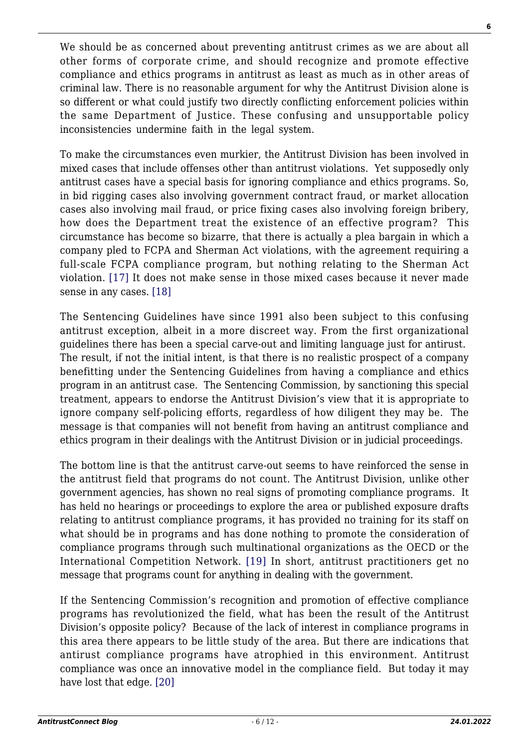We should be as concerned about preventing antitrust crimes as we are about all other forms of corporate crime, and should recognize and promote effective compliance and ethics programs in antitrust as least as much as in other areas of criminal law. There is no reasonable argument for why the Antitrust Division alone is so different or what could justify two directly conflicting enforcement policies within the same Department of Justice. These confusing and unsupportable policy inconsistencies undermine faith in the legal system.

To make the circumstances even murkier, the Antitrust Division has been involved in mixed cases that include offenses other than antitrust violations. Yet supposedly only antitrust cases have a special basis for ignoring compliance and ethics programs. So, in bid rigging cases also involving government contract fraud, or market allocation cases also involving mail fraud, or price fixing cases also involving foreign bribery, how does the Department treat the existence of an effective program? This circumstance has become so bizarre, that there is actually a plea bargain in which a company pled to FCPA and Sherman Act violations, with the agreement requiring a full-scale FCPA compliance program, but nothing relating to the Sherman Act violation. [17] It does not make sense in those mixed cases because it never made sense in any cases. [18]

The Sentencing Guidelines have since 1991 also been subject to this confusing antitrust exception, albeit in a more discreet way. From the first organizational guidelines there has been a special carve-out and limiting language just for antitrust. The result, if not the initial intent, is that there is no realistic prospect of a company benefitting under the Sentencing Guidelines from having a compliance and ethics program in an antitrust case. The Sentencing Commission, by sanctioning this special treatment, appears to endorse the Antitrust Division's view that it is appropriate to ignore company self-policing efforts, regardless of how diligent they may be. The message is that companies will not benefit from having an antitrust compliance and ethics program in their dealings with the Antitrust Division or in judicial proceedings.

The bottom line is that the antitrust carve-out seems to have reinforced the sense in the antitrust field that programs do not count. The Antitrust Division, unlike other government agencies, has shown no real signs of promoting compliance programs. It has held no hearings or proceedings to explore the area or published exposure drafts relating to antitrust compliance programs, it has provided no training for its staff on what should be in programs and has done nothing to promote the consideration of compliance programs through such multinational organizations as the OECD or the International Competition Network. [19] In short, antitrust practitioners get no message that programs count for anything in dealing with the government.

If the Sentencing Commission's recognition and promotion of effective compliance programs has revolutionized the field, what has been the result of the Antitrust Division's opposite policy? Because of the lack of interest in compliance programs in this area there appears to be little study of the area. But there are indications that antirust compliance programs have atrophied in this environment. Antitrust compliance was once an innovative model in the compliance field. But today it may have lost that edge. [20]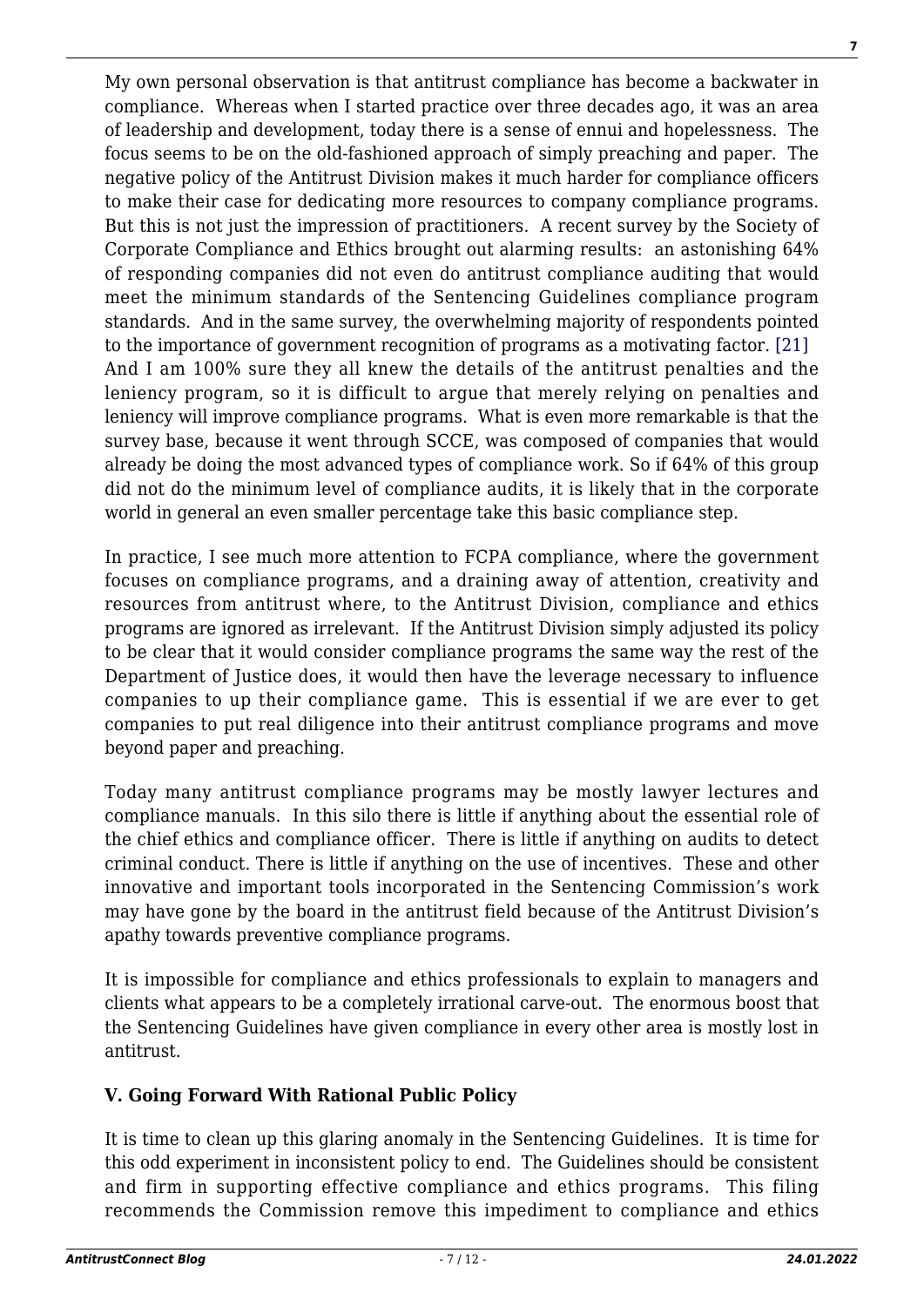My own personal observation is that antitrust compliance has become a backwater in compliance. Whereas when I started practice over three decades ago, it was an area of leadership and development, today there is a sense of ennui and hopelessness. The focus seems to be on the old-fashioned approach of simply preaching and paper. The negative policy of the Antitrust Division makes it much harder for compliance officers to make their case for dedicating more resources to company compliance programs. But this is not just the impression of practitioners. A recent survey by the Society of Corporate Compliance and Ethics brought out alarming results: an astonishing 64% of responding companies did not even do antitrust compliance auditing that would meet the minimum standards of the Sentencing Guidelines compliance program standards. And in the same survey, the overwhelming majority of respondents pointed to the importance of government recognition of programs as a motivating factor. [21] And I am 100% sure they all knew the details of the antitrust penalties and the leniency program, so it is difficult to argue that merely relying on penalties and leniency will improve compliance programs. What is even more remarkable is that the survey base, because it went through SCCE, was composed of companies that would already be doing the most advanced types of compliance work. So if 64% of this group did not do the minimum level of compliance audits, it is likely that in the corporate world in general an even smaller percentage take this basic compliance step.

In practice, I see much more attention to FCPA compliance, where the government focuses on compliance programs, and a draining away of attention, creativity and resources from antitrust where, to the Antitrust Division, compliance and ethics programs are ignored as irrelevant. If the Antitrust Division simply adjusted its policy to be clear that it would consider compliance programs the same way the rest of the Department of Justice does, it would then have the leverage necessary to influence companies to up their compliance game. This is essential if we are ever to get companies to put real diligence into their antitrust compliance programs and move beyond paper and preaching.

Today many antitrust compliance programs may be mostly lawyer lectures and compliance manuals. In this silo there is little if anything about the essential role of the chief ethics and compliance officer. There is little if anything on audits to detect criminal conduct. There is little if anything on the use of incentives. These and other innovative and important tools incorporated in the Sentencing Commission's work may have gone by the board in the antitrust field because of the Antitrust Division's apathy towards preventive compliance programs.

It is impossible for compliance and ethics professionals to explain to managers and clients what appears to be a completely irrational carve-out. The enormous boost that the Sentencing Guidelines have given compliance in every other area is mostly lost in antitrust.

### V. Going Forward With Rational Public Policy

It is time to clean up this glaring anomaly in the Sentencing Guidelines. It is time for this odd experiment in inconsistent policy to end. The Guidelines should be consistent and firm in supporting effective compliance and ethics programs. This filing recommends the Commission remove this impediment to compliance and ethics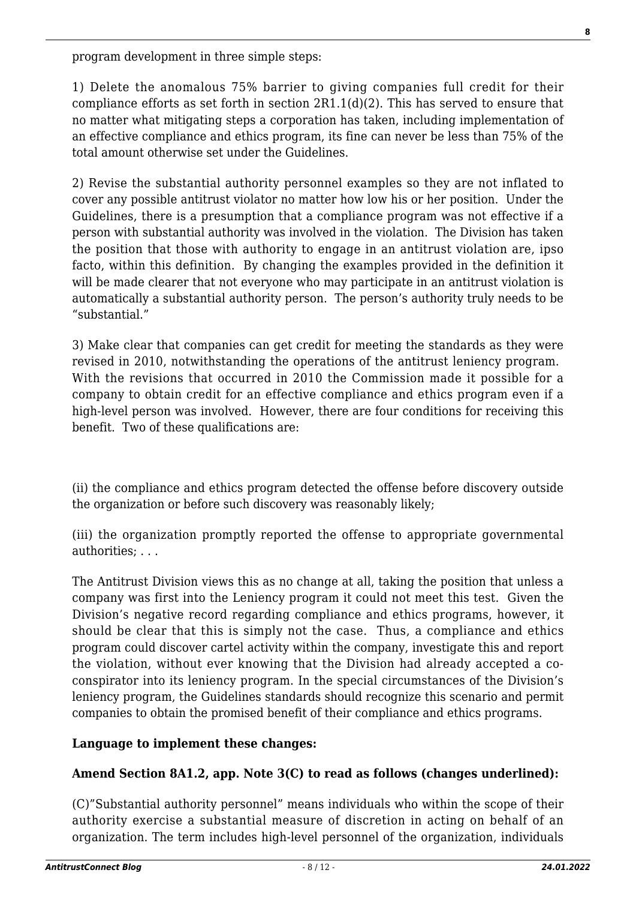program development in three simple steps:

1) Delete the anomalous 75% barrier to giving companies full credit for their compliance efforts as set forth in section 2R1.1(d)(2). This has served to ensure that no matter what mitigating steps a corporation has taken, including implementation of an effective compliance and ethics program, its fine can never be less than 75% of the total amount otherwise set under the Guidelines.

2) Revise the substantial authority personnel examples so they are not inflated to cover any possible antitrust violator no matter how low his or her position. Under the Guidelines, there is a presumption that a compliance program was not effective if a person with substantial authority was involved in the violation. The Division has taken the position that those with authority to engage in an antitrust violation are, ipso facto, within this definition. By changing the examples provided in the definition it will be made clearer that not everyone who may participate in an antitrust violation is automatically a substantial authority person. The person's authority truly needs to be "substantial."

3) Make clear that companies can get credit for meeting the standards as they were revised in 2010, notwithstanding the operations of the antitrust leniency program. With the revisions that occurred in 2010 the Commission made it possible for a company to obtain credit for an effective compliance and ethics program even if a high-level person was involved. However, there are four conditions for receiving this benefit. Two of these qualifications are:

(ii) the compliance and ethics program detected the offense before discovery outside the organization or before such discovery was reasonably likely;

(iii) the organization promptly reported the offense to appropriate governmental authorities; . . .

The Antitrust Division views this as no change at all, taking the position that unless a company was first into the Leniency program it could not meet this test. Given the Division's negative record regarding compliance and ethics programs, however, it should be clear that this is simply not the case. Thus, a compliance and ethics program could discover cartel activity within the company, investigate this and report the violation, without ever knowing that the Division had already accepted a co-conspirator into its leniency program. In the special circumstances of the Division's leniency program, the Guidelines standards should recognize this scenario and permit companies to obtain the promised benefit of their compliance and ethics programs.

**Language to implement these changes:**

**Amend Section 8A1.2, app. Note 3(C) to read as follows (changes underlined):**

(C)"Substantial authority personnel" means individuals who within the scope of their authority exercise a substantial measure of discretion in acting on behalf of an organization. The term includes high-level personnel of the organization, individuals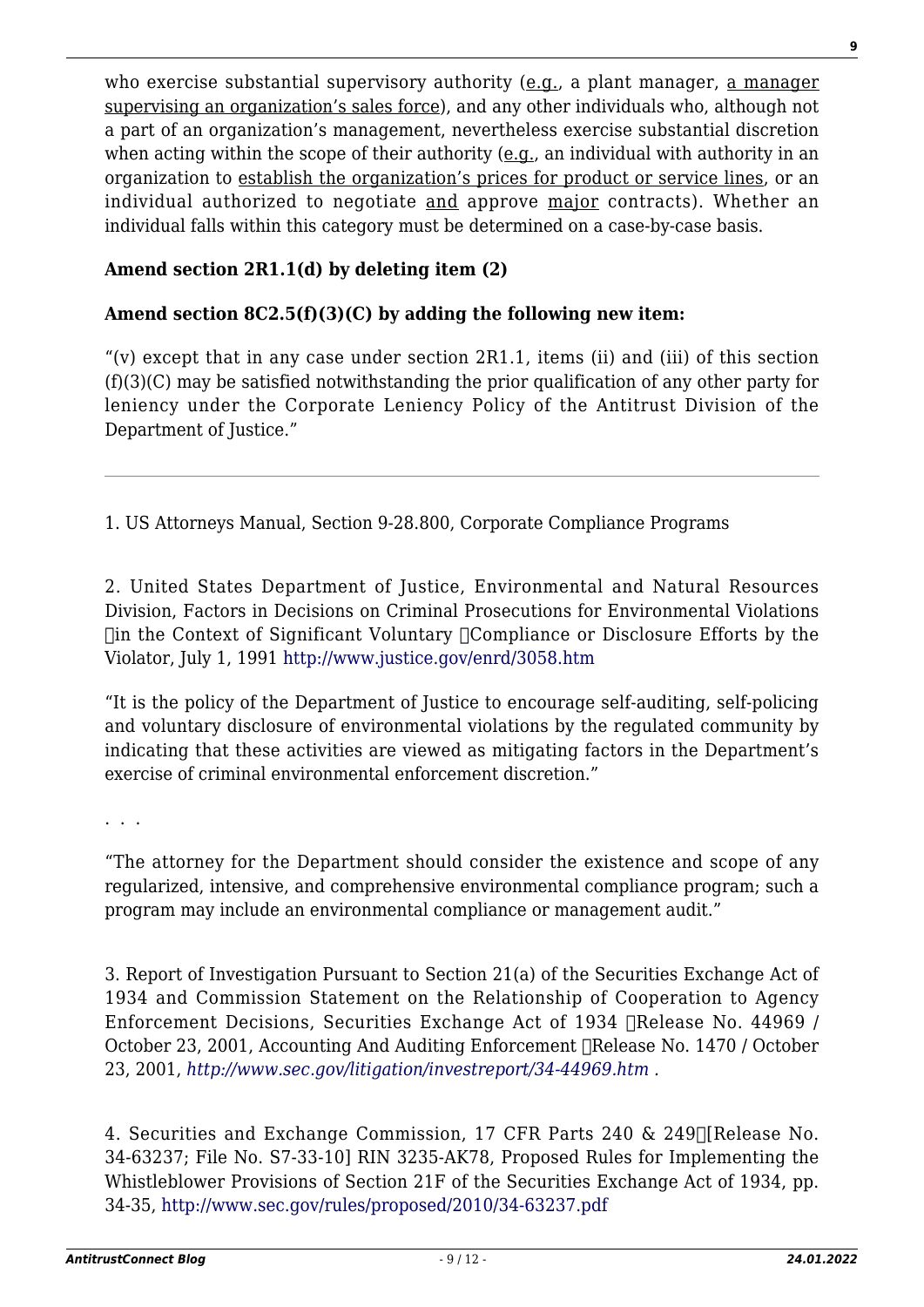who exercise substantial supervisory authority (e.g., a plant manager, a manager supervising an organization's sales force), and any other individuals who, although not a part of an organization's management, nevertheless exercise substantial discretion when acting within the scope of their authority (e.g., an individual with authority in an organization to establish the organization's prices for product or service lines, or an individual authorized to negotiate and approve major contracts). Whether an individual falls within this category must be determined on a case-by-case basis.

**Amend section 2R1.1(d) by deleting item (2)**

**Amend section 8C2.5(f)(3)(C) by adding the following new item:**

"(v) except that in any case under section 2R1.1, items (ii) and (iii) of this section (f)(3)(C) may be satisfied notwithstanding the prior qualification of any other party for leniency under the Corporate Leniency Policy of the Antitrust Division of the Department of Justice."

---

1. US Attorneys Manual, Section 9-28.800, Corporate Compliance Programs

2. United States Department of Justice, Environmental and Natural Resources Division, Factors in Decisions on Criminal Prosecutions for Environmental Violations in the Context of Significant Voluntary Compliance or Disclosure Efforts by the Violator, July 1, 1991 http://www.justice.gov/enrd/3058.htm

"It is the policy of the Department of Justice to encourage self-auditing, self-policing and voluntary disclosure of environmental violations by the regulated community by indicating that these activities are viewed as mitigating factors in the Department's exercise of criminal environmental enforcement discretion."

. . .

"The attorney for the Department should consider the existence and scope of any regularized, intensive, and comprehensive environmental compliance program; such a program may include an environmental compliance or management audit."

3. Report of Investigation Pursuant to Section 21(a) of the Securities Exchange Act of 1934 and Commission Statement on the Relationship of Cooperation to Agency Enforcement Decisions, Securities Exchange Act of 1934 Release No. 44969 / October 23, 2001, Accounting And Auditing Enforcement Release No. 1470 / October 23, 2001, *http://www.sec.gov/litigation/investreport/34-44969.htm* .

4. Securities and Exchange Commission, 17 CFR Parts 240 & 249 [Release No. 34-63237; File No. S7-33-10] RIN 3235-AK78, Proposed Rules for Implementing the Whistleblower Provisions of Section 21F of the Securities Exchange Act of 1934, pp. 34-35, http://www.sec.gov/rules/proposed/2010/34-63237.pdf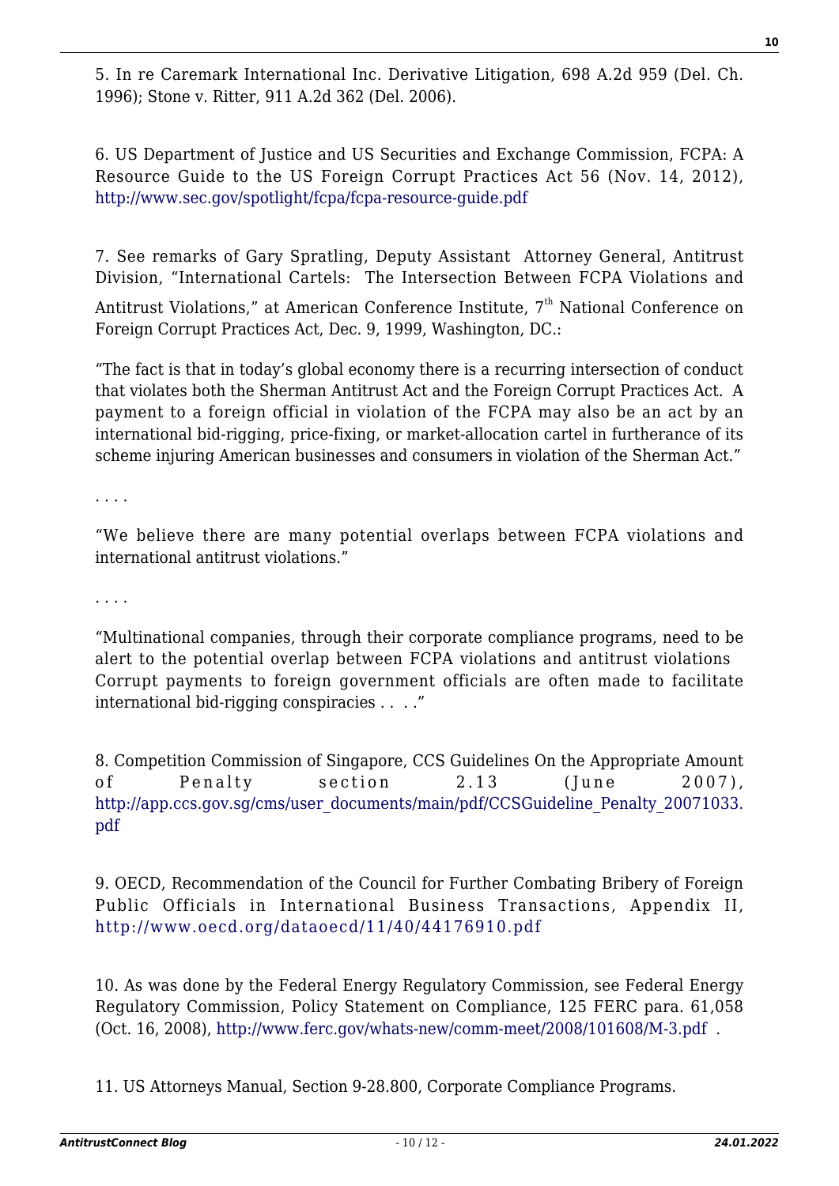5. In re Caremark International Inc. Derivative Litigation, 698 A.2d 959 (Del. Ch. 1996); Stone v. Ritter, 911 A.2d 362 (Del. 2006).

6. US Department of Justice and US Securities and Exchange Commission, FCPA: A Resource Guide to the US Foreign Corrupt Practices Act 56 (Nov. 14, 2012), http://www.sec.gov/spotlight/fcpa/fcpa-resource-guide.pdf

7. See remarks of Gary Spratling, Deputy Assistant Attorney General, Antitrust Division, "International Cartels: The Intersection Between FCPA Violations and Antitrust Violations," at American Conference Institute, 7th National Conference on Foreign Corrupt Practices Act, Dec. 9, 1999, Washington, DC.:

"The fact is that in today's global economy there is a recurring intersection of conduct that violates both the Sherman Antitrust Act and the Foreign Corrupt Practices Act. A payment to a foreign official in violation of the FCPA may also be an act by an international bid-rigging, price-fixing, or market-allocation cartel in furtherance of its scheme injuring American businesses and consumers in violation of the Sherman Act."

. . . .

"We believe there are many potential overlaps between FCPA violations and international antitrust violations."

. . . .

"Multinational companies, through their corporate compliance programs, need to be alert to the potential overlap between FCPA violations and antitrust violations Corrupt payments to foreign government officials are often made to facilitate international bid-rigging conspiracies . . . ."

8. Competition Commission of Singapore, CCS Guidelines On the Appropriate Amount of Penalty section 2.13 (June 2007), http://app.ccs.gov.sg/cms/user_documents/main/pdf/CCSGuideline_Penalty_20071033.pdf

9. OECD, Recommendation of the Council for Further Combating Bribery of Foreign Public Officials in International Business Transactions, Appendix II, http://www.oecd.org/dataoecd/11/40/44176910.pdf

10. As was done by the Federal Energy Regulatory Commission, see Federal Energy Regulatory Commission, Policy Statement on Compliance, 125 FERC para. 61,058 (Oct. 16, 2008), http://www.ferc.gov/whats-new/comm-meet/2008/101608/M-3.pdf .

11. US Attorneys Manual, Section 9-28.800, Corporate Compliance Programs.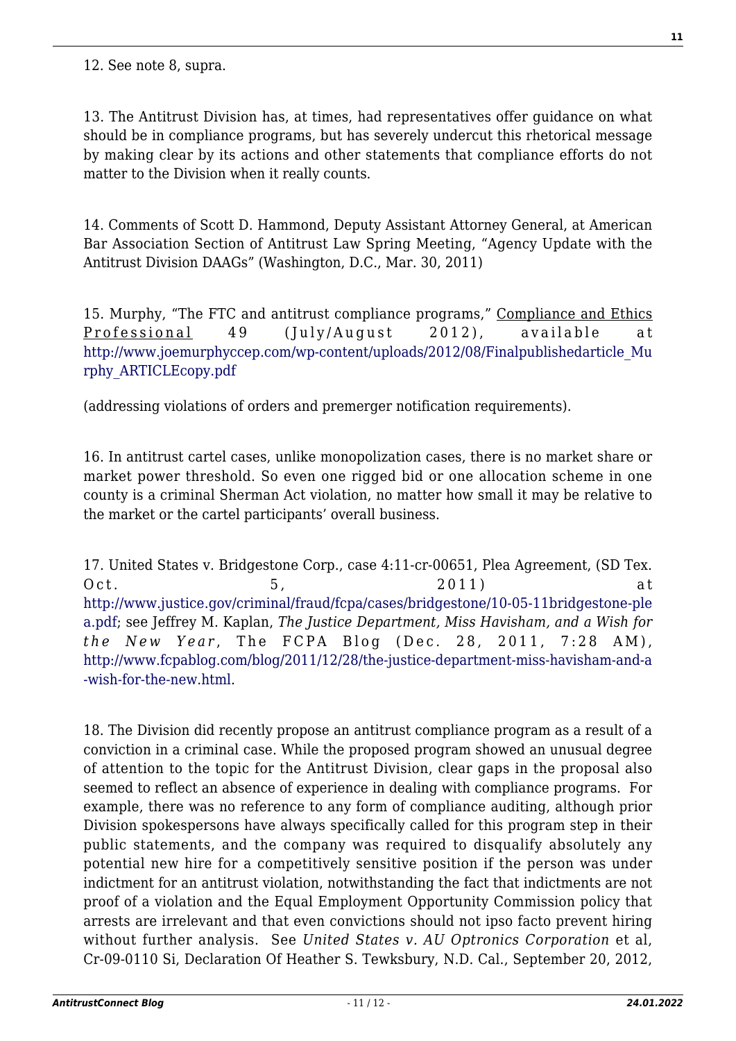12. See note 8, supra.

13. The Antitrust Division has, at times, had representatives offer guidance on what should be in compliance programs, but has severely undercut this rhetorical message by making clear by its actions and other statements that compliance efforts do not matter to the Division when it really counts.

14. Comments of Scott D. Hammond, Deputy Assistant Attorney General, at American Bar Association Section of Antitrust Law Spring Meeting, "Agency Update with the Antitrust Division DAAGs" (Washington, D.C., Mar. 30, 2011)

15. Murphy, "The FTC and antitrust compliance programs," Compliance and Ethics Professional 49 (July/August 2012), available at http://www.joemurphyccep.com/wp-content/uploads/2012/08/Finalpublishedarticle_Murphy_ARTICLEcopy.pdf

(addressing violations of orders and premerger notification requirements).

16. In antitrust cartel cases, unlike monopolization cases, there is no market share or market power threshold. So even one rigged bid or one allocation scheme in one county is a criminal Sherman Act violation, no matter how small it may be relative to the market or the cartel participants' overall business.

17. United States v. Bridgestone Corp., case 4:11-cr-00651, Plea Agreement, (SD Tex. Oct. 5, 2011) at http://www.justice.gov/criminal/fraud/fcpa/cases/bridgestone/10-05-11bridgestone-plea.pdf; see Jeffrey M. Kaplan, *The Justice Department, Miss Havisham, and a Wish for the New Year*, The FCPA Blog (Dec. 28, 2011, 7:28 AM), http://www.fcpablog.com/blog/2011/12/28/the-justice-department-miss-havisham-and-a-wish-for-the-new.html.

18. The Division did recently propose an antitrust compliance program as a result of a conviction in a criminal case. While the proposed program showed an unusual degree of attention to the topic for the Antitrust Division, clear gaps in the proposal also seemed to reflect an absence of experience in dealing with compliance programs. For example, there was no reference to any form of compliance auditing, although prior Division spokespersons have always specifically called for this program step in their public statements, and the company was required to disqualify absolutely any potential new hire for a competitively sensitive position if the person was under indictment for an antitrust violation, notwithstanding the fact that indictments are not proof of a violation and the Equal Employment Opportunity Commission policy that arrests are irrelevant and that even convictions should not ipso facto prevent hiring without further analysis. See *United States v. AU Optronics Corporation* et al, Cr-09-0110 Si, Declaration Of Heather S. Tewksbury, N.D. Cal., September 20, 2012,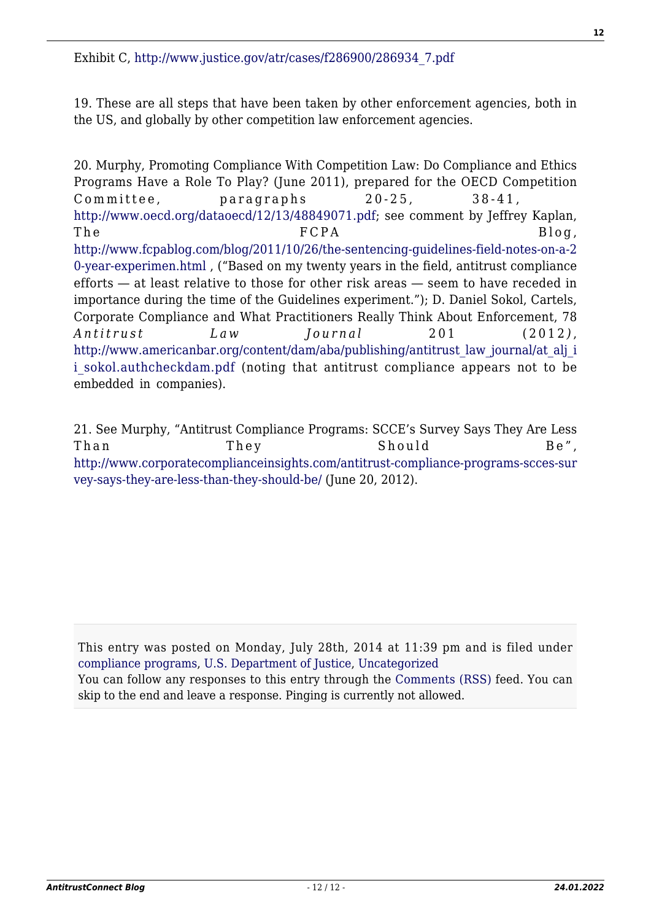Exhibit C, http://www.justice.gov/atr/cases/f286900/286934_7.pdf

19. These are all steps that have been taken by other enforcement agencies, both in the US, and globally by other competition law enforcement agencies.

20. Murphy, Promoting Compliance With Competition Law: Do Compliance and Ethics Programs Have a Role To Play? (June 2011), prepared for the OECD Competition Committee, paragraphs 20-25, 38-41, http://www.oecd.org/dataoecd/12/13/48849071.pdf; see comment by Jeffrey Kaplan, The FCPA Blog, http://www.fcpablog.com/blog/2011/10/26/the-sentencing-guidelines-field-notes-on-a-20-year-experimen.html , ("Based on my twenty years in the field, antitrust compliance efforts — at least relative to those for other risk areas — seem to have receded in importance during the time of the Guidelines experiment."); D. Daniel Sokol, Cartels, Corporate Compliance and What Practitioners Really Think About Enforcement, 78 *Antitrust Law Journal* 201 (2012), http://www.americanbar.org/content/dam/aba/publishing/antitrust_law_journal/at_alj_ii_sokol.authcheckdam.pdf (noting that antitrust compliance appears not to be embedded in companies).

21. See Murphy, "Antitrust Compliance Programs: SCCE's Survey Says They Are Less Than They Should Be", http://www.corporatecomplianceinsights.com/antitrust-compliance-programs-scces-survey-says-they-are-less-than-they-should-be/ (June 20, 2012).

This entry was posted on Monday, July 28th, 2014 at 11:39 pm and is filed under compliance programs, U.S. Department of Justice, Uncategorized
You can follow any responses to this entry through the Comments (RSS) feed. You can skip to the end and leave a response. Pinging is currently not allowed.